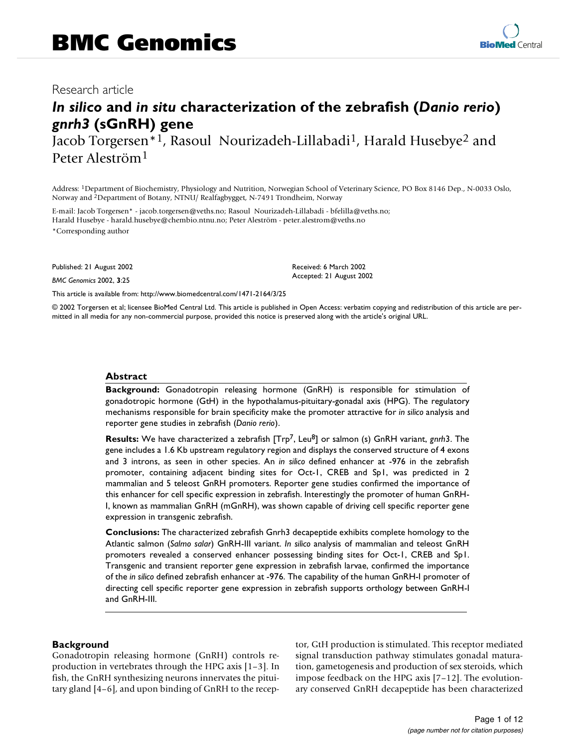# BMC Genomics

Research article

## *In silico* and *in situ* characterization of the zebrafish (*Danio rerio*) *gnrh3* (sGnRH) gene

Jacob Torgersen*[1], Rasoul Nourizadeh-Lillabadi[1], Harald Husebye[2] and Peter Aleström[1]

Address: [1]Department of Biochemistry, Physiology and Nutrition, Norwegian School of Veterinary Science, PO Box 8146 Dep., N-0033 Oslo, Norway and [2]Department of Botany, NTNU/ Realfagbygget, N-7491 Trondheim, Norway

E-mail: Jacob Torgersen* - jacob.torgersen@veths.no; Rasoul Nourizadeh-Lillabadi - bfelilla@veths.no; Harald Husebye - harald.husebye@chembio.ntnu.no; Peter Aleström - peter.alestrom@veths.no

*Corresponding author

Published: 21 August 2002

*BMC Genomics* 2002, **3**:25

Received: 6 March 2002

Accepted: 21 August 2002

This article is available from: http://www.biomedcentral.com/1471-2164/3/25

© 2002 Torgersen et al; licensee BioMed Central Ltd. This article is published in Open Access: verbatim copying and redistribution of this article are permitted in all media for any non-commercial purpose, provided this notice is preserved along with the article's original URL.

### Abstract

**Background:** Gonadotropin releasing hormone (GnRH) is responsible for stimulation of gonadotropic hormone (GtH) in the hypothalamus-pituitary-gonadal axis (HPG). The regulatory mechanisms responsible for brain specificity make the promoter attractive for *in silico* analysis and reporter gene studies in zebrafish (*Danio rerio*).

**Results:** We have characterized a zebrafish [Trp$^7$, Leu$^8$] or salmon (s) GnRH variant, *gnrh*3. The gene includes a 1.6 Kb upstream regulatory region and displays the conserved structure of 4 exons and 3 introns, as seen in other species. An *in silico* defined enhancer at -976 in the zebrafish promoter, containing adjacent binding sites for Oct-1, CREB and Sp1, was predicted in 2 mammalian and 5 teleost GnRH promoters. Reporter gene studies confirmed the importance of this enhancer for cell specific expression in zebrafish. Interestingly the promoter of human GnRH-I, known as mammalian GnRH (mGnRH), was shown capable of driving cell specific reporter gene expression in transgenic zebrafish.

**Conclusions:** The characterized zebrafish Gnrh3 decapeptide exhibits complete homology to the Atlantic salmon (*Salmo salar*) GnRH-III variant. *In silico* analysis of mammalian and teleost GnRH promoters revealed a conserved enhancer possessing binding sites for Oct-1, CREB and Sp1. Transgenic and transient reporter gene expression in zebrafish larvae, confirmed the importance of the *in silico* defined zebrafish enhancer at -976. The capability of the human GnRH-I promoter of directing cell specific reporter gene expression in zebrafish supports orthology between GnRH-I and GnRH-III.

### Background

Gonadotropin releasing hormone (GnRH) controls reproduction in vertebrates through the HPG axis [1–3]. In fish, the GnRH synthesizing neurons innervates the pituitary gland [4–6], and upon binding of GnRH to the receptor, GtH production is stimulated. This receptor mediated signal transduction pathway stimulates gonadal maturation, gametogenesis and production of sex steroids, which impose feedback on the HPG axis [7–12]. The evolutionary conserved GnRH decapeptide has been characterized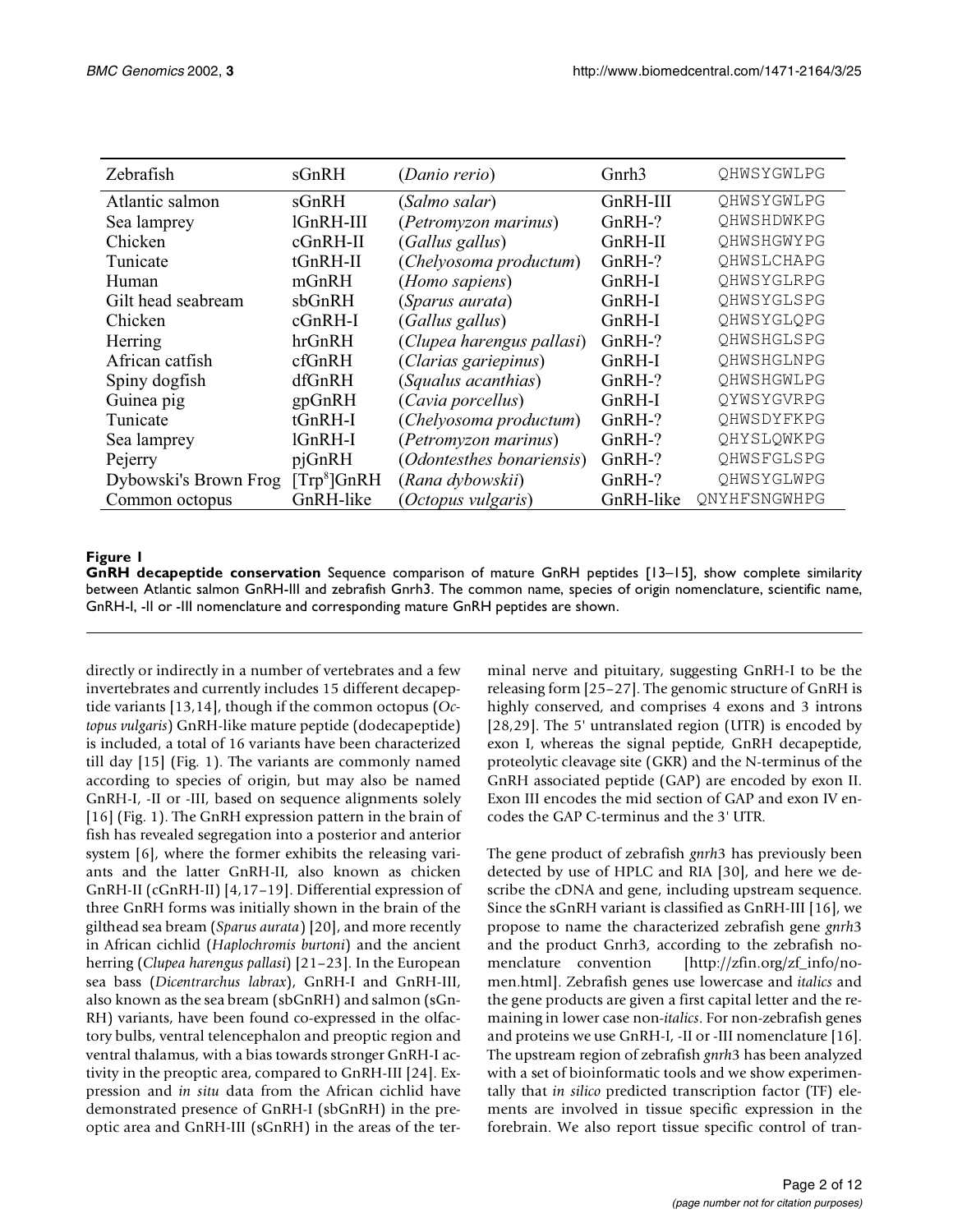| Zebrafish | sGnRH | (*Danio rerio*) | Gnrh3 | QHWSYGWLPG |
|---|---|---|---|---|
| Atlantic salmon | sGnRH | (*Salmo salar*) | GnRH-III | QHWSYGWLPG |
| Sea lamprey | lGnRH-III | (*Petromyzon marinus*) | GnRH-? | QHWSHDWKPG |
| Chicken | cGnRH-II | (*Gallus gallus*) | GnRH-II | QHWSHGWYPG |
| Tunicate | tGnRH-II | (*Chelyosoma productum*) | GnRH-? | QHWSLCHAPG |
| Human | mGnRH | (*Homo sapiens*) | GnRH-I | QHWSYGLRPG |
| Gilt head seabream | sbGnRH | (*Sparus aurata*) | GnRH-I | QHWSYGLSPG |
| Chicken | cGnRH-I | (*Gallus gallus*) | GnRH-I | QHWSYGLQPG |
| Herring | hrGnRH | (*Clupea harengus pallasi*) | GnRH-? | QHWSHGLSPG |
| African catfish | cfGnRH | (*Clarias gariepinus*) | GnRH-I | QHWSHGLNPG |
| Spiny dogfish | dfGnRH | (*Squalus acanthias*) | GnRH-? | QHWSHGWLPG |
| Guinea pig | gpGnRH | (*Cavia porcellus*) | GnRH-I | QYWSYGVRPG |
| Tunicate | tGnRH-I | (*Chelyosoma productum*) | GnRH-? | QHWSDYFKPG |
| Sea lamprey | lGnRH-I | (*Petromyzon marinus*) | GnRH-? | QHYSLQWKPG |
| Pejerry | pjGnRH | (*Odontesthes bonariensis*) | GnRH-? | QHWSFGLSPG |
| Dybowski's Brown Frog | [Trp[8]]GnRH | (*Rana dybowskii*) | GnRH-? | QHWSYGLWPG |
| Common octopus | GnRH-like | (*Octopus vulgaris*) | GnRH-like | QNYHFSNGWHPG |

**Figure 1**

**GnRH decapeptide conservation** Sequence comparison of mature GnRH peptides [13–15], show complete similarity between Atlantic salmon GnRH-III and zebrafish Gnrh3. The common name, species of origin nomenclature, scientific name, GnRH-I, -II or -III nomenclature and corresponding mature GnRH peptides are shown.

directly or indirectly in a number of vertebrates and a few invertebrates and currently includes 15 different decapeptide variants [13,14], though if the common octopus (*Octopus vulgaris*) GnRH-like mature peptide (dodecapeptide) is included, a total of 16 variants have been characterized till day [15] (Fig. 1). The variants are commonly named according to species of origin, but may also be named GnRH-I, -II or -III, based on sequence alignments solely [16] (Fig. 1). The GnRH expression pattern in the brain of fish has revealed segregation into a posterior and anterior system [6], where the former exhibits the releasing variants and the latter GnRH-II, also known as chicken GnRH-II (cGnRH-II) [4,17–19]. Differential expression of three GnRH forms was initially shown in the brain of the gilthead sea bream (*Sparus aurata*) [20], and more recently in African cichlid (*Haplochromis burtoni*) and the ancient herring (*Clupea harengus pallasi*) [21–23]. In the European sea bass (*Dicentrarchus labrax*), GnRH-I and GnRH-III, also known as the sea bream (sbGnRH) and salmon (sGnRH) variants, have been found co-expressed in the olfactory bulbs, ventral telencephalon and preoptic region and ventral thalamus, with a bias towards stronger GnRH-I activity in the preoptic area, compared to GnRH-III [24]. Expression and *in situ* data from the African cichlid have demonstrated presence of GnRH-I (sbGnRH) in the preoptic area and GnRH-III (sGnRH) in the areas of the terminal nerve and pituitary, suggesting GnRH-I to be the releasing form [25–27]. The genomic structure of GnRH is highly conserved, and comprises 4 exons and 3 introns [28,29]. The 5' untranslated region (UTR) is encoded by exon I, whereas the signal peptide, GnRH decapeptide, proteolytic cleavage site (GKR) and the N-terminus of the GnRH associated peptide (GAP) are encoded by exon II. Exon III encodes the mid section of GAP and exon IV encodes the GAP C-terminus and the 3' UTR.

The gene product of zebrafish *gnrh*3 has previously been detected by use of HPLC and RIA [30], and here we describe the cDNA and gene, including upstream sequence. Since the sGnRH variant is classified as GnRH-III [16], we propose to name the characterized zebrafish gene *gnrh*3 and the product Gnrh3, according to the zebrafish nomenclature convention [http://zfin.org/zf_info/nomen.html]. Zebrafish genes use lowercase and *italics* and the gene products are given a first capital letter and the remaining in lower case non-*italics*. For non-zebrafish genes and proteins we use GnRH-I, -II or -III nomenclature [16]. The upstream region of zebrafish *gnrh*3 has been analyzed with a set of bioinformatic tools and we show experimentally that *in silico* predicted transcription factor (TF) elements are involved in tissue specific expression in the forebrain. We also report tissue specific control of tran-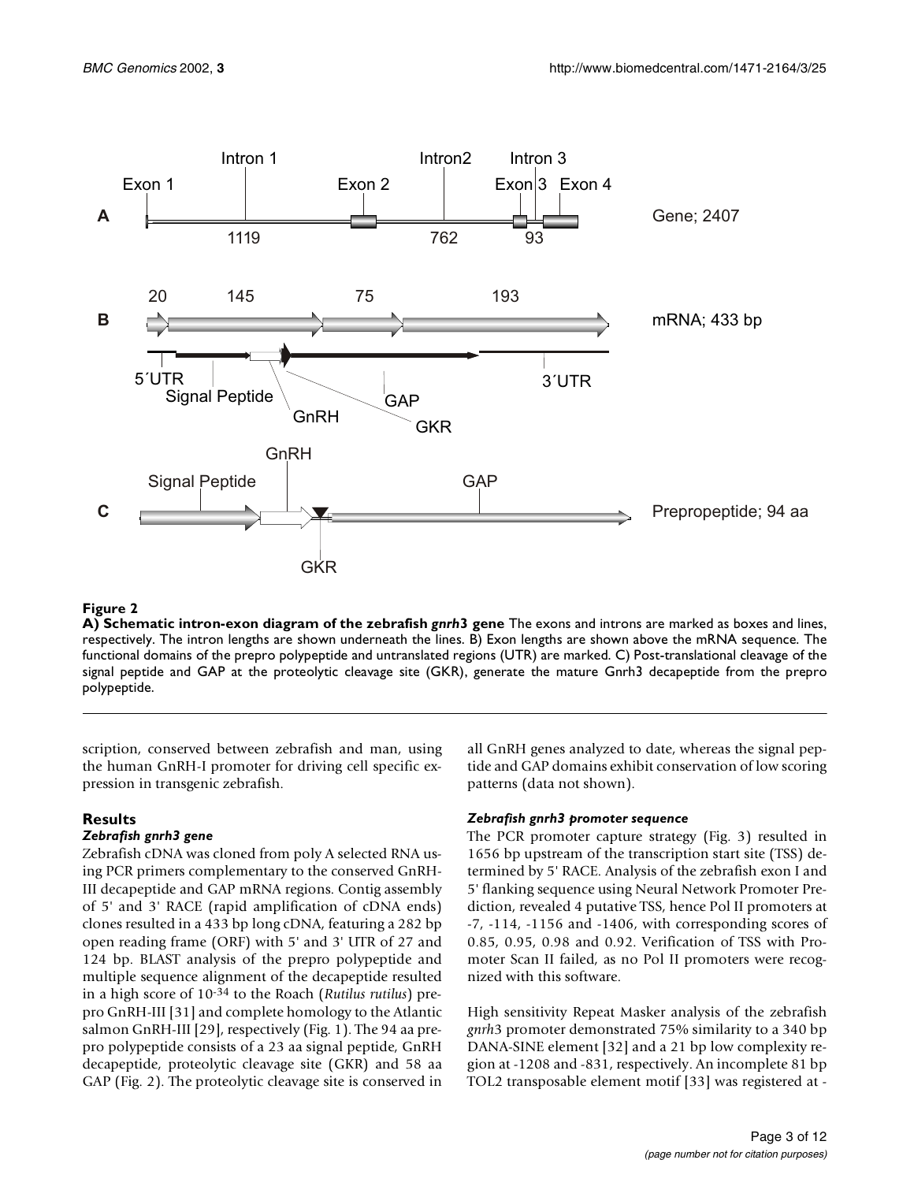**Figure 2**

**A) Schematic intron-exon diagram of the zebrafish *gnrh3* gene** The exons and introns are marked as boxes and lines, respectively. The intron lengths are shown underneath the lines. B) Exon lengths are shown above the mRNA sequence. The functional domains of the prepro polypeptide and untranslated regions (UTR) are marked. C) Post-translational cleavage of the signal peptide and GAP at the proteolytic cleavage site (GKR), generate the mature Gnrh3 decapeptide from the prepro polypeptide.

scription, conserved between zebrafish and man, using the human GnRH-I promoter for driving cell specific expression in transgenic zebrafish.

## Results

### *Zebrafish gnrh3 gene*

Zebrafish cDNA was cloned from poly A selected RNA using PCR primers complementary to the conserved GnRH-III decapeptide and GAP mRNA regions. Contig assembly of 5' and 3' RACE (rapid amplification of cDNA ends) clones resulted in a 433 bp long cDNA, featuring a 282 bp open reading frame (ORF) with 5' and 3' UTR of 27 and 124 bp. BLAST analysis of the prepro polypeptide and multiple sequence alignment of the decapeptide resulted in a high score of $10^{-34}$ to the Roach (*Rutilus rutilus*) prepro GnRH-III [31] and complete homology to the Atlantic salmon GnRH-III [29], respectively (Fig. 1). The 94 aa prepro polypeptide consists of a 23 aa signal peptide, GnRH decapeptide, proteolytic cleavage site (GKR) and 58 aa GAP (Fig. 2). The proteolytic cleavage site is conserved in all GnRH genes analyzed to date, whereas the signal peptide and GAP domains exhibit conservation of low scoring patterns (data not shown).

### *Zebrafish gnrh3 promoter sequence*

The PCR promoter capture strategy (Fig. 3) resulted in 1656 bp upstream of the transcription start site (TSS) determined by 5' RACE. Analysis of the zebrafish exon I and 5' flanking sequence using Neural Network Promoter Prediction, revealed 4 putative TSS, hence Pol II promoters at -7, -114, -1156 and -1406, with corresponding scores of 0.85, 0.95, 0.98 and 0.92. Verification of TSS with Promoter Scan II failed, as no Pol II promoters were recognized with this software.

High sensitivity Repeat Masker analysis of the zebrafish *gnrh3* promoter demonstrated 75% similarity to a 340 bp DANA-SINE element [32] and a 21 bp low complexity region at -1208 and -831, respectively. An incomplete 81 bp TOL2 transposable element motif [33] was registered at -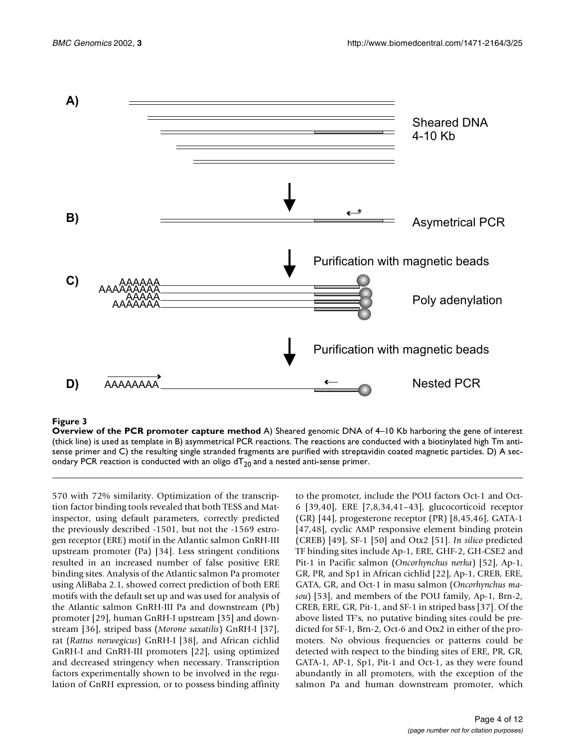**Figure 3**

**Overview of the PCR promoter capture method** A) Sheared genomic DNA of 4–10 Kb harboring the gene of interest (thick line) is used as template in B) asymmetrical PCR reactions. The reactions are conducted with a biotinylated high Tm anti-sense primer and C) the resulting single stranded fragments are purified with streptavidin coated magnetic particles. D) A secondary PCR reaction is conducted with an oligo $dT_{20}$ and a nested anti-sense primer.

570 with 72% similarity. Optimization of the transcription factor binding tools revealed that both TESS and Mat-inspector, using default parameters, correctly predicted the previously described -1501, but not the -1569 estrogen receptor (ERE) motif in the Atlantic salmon GnRH-III upstream promoter (Pa) [34]. Less stringent conditions resulted in an increased number of false positive ERE binding sites. Analysis of the Atlantic salmon Pa promoter using AliBaba 2.1, showed correct prediction of both ERE motifs with the default set up and was used for analysis of the Atlantic salmon GnRH-III Pa and downstream (Pb) promoter [29], human GnRH-I upstream [35] and downstream [36], striped bass (*Morone saxatilis*) GnRH-I [37], rat (*Rattus norwegicus*) GnRH-I [38], and African cichlid GnRH-I and GnRH-III promoters [22], using optimized and decreased stringency when necessary. Transcription factors experimentally shown to be involved in the regulation of GnRH expression, or to possess binding affinity to the promoter, include the POU factors Oct-1 and Oct-6 [39,40], ERE [7,8,34,41–43], glucocorticoid receptor (GR) [44], progesterone receptor (PR) [8,45,46], GATA-1 [47,48], cyclic AMP responsive element binding protein (CREB) [49], SF-1 [50] and Otx2 [51]. *In silico* predicted TF binding sites include Ap-1, ERE, GHF-2, GH-CSE2 and Pit-1 in Pacific salmon (*Oncorhynchus nerka*) [52], Ap-1, GR, PR, and Sp1 in African cichlid [22], Ap-1, CREB, ERE, GATA, GR, and Oct-1 in masu salmon (*Oncorhynchus masou*) [53], and members of the POU family, Ap-1, Brn-2, CREB, ERE, GR, Pit-1, and SF-1 in striped bass [37]. Of the above listed TF's, no putative binding sites could be predicted for SF-1, Brn-2, Oct-6 and Otx2 in either of the promoters. No obvious frequencies or patterns could be detected with respect to the binding sites of ERE, PR, GR, GATA-1, AP-1, Sp1, Pit-1 and Oct-1, as they were found abundantly in all promoters, with the exception of the salmon Pa and human downstream promoter, which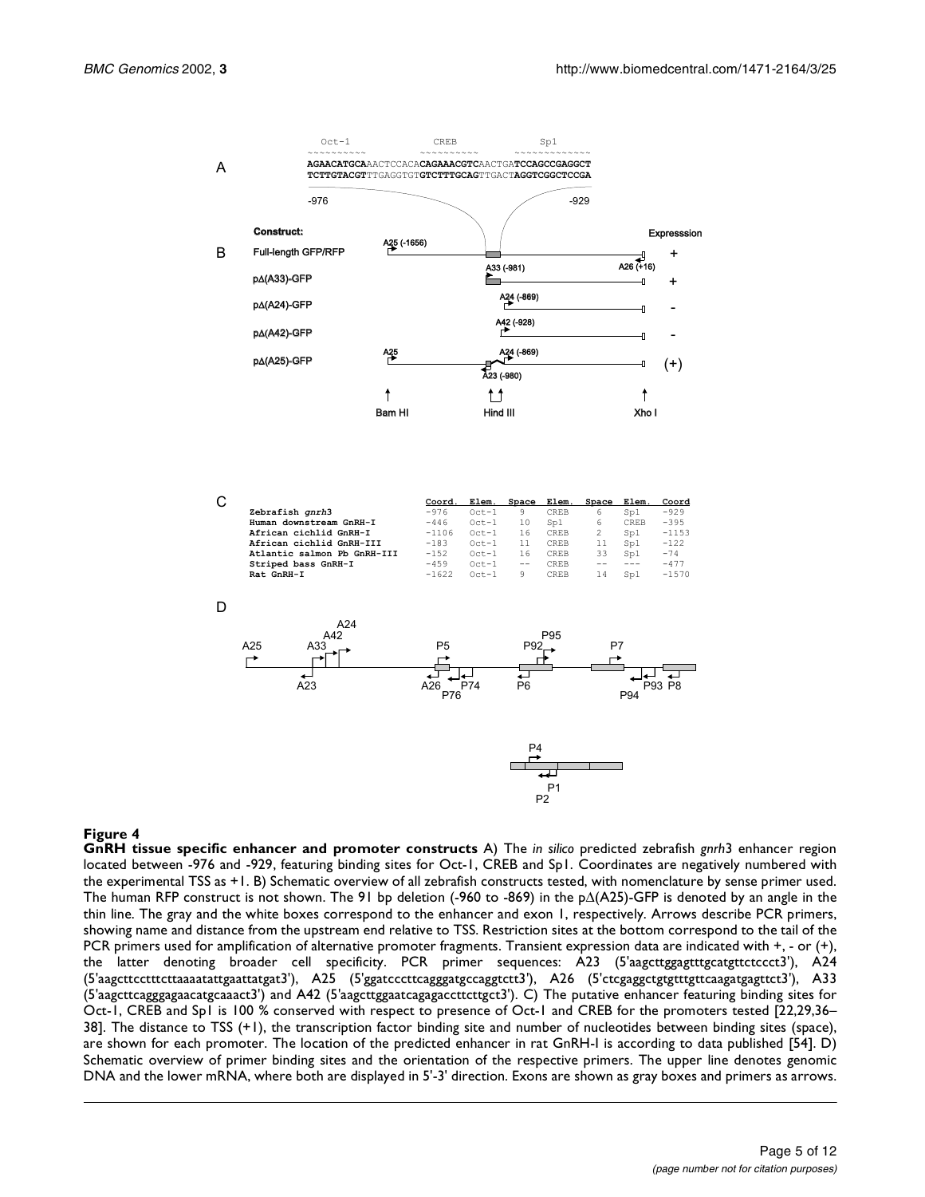A

```
Oct-1              CREB              Sp1
~~~~~~~~~~         ~~~~~~~~~~        ~~~~~~~~~~~~~
AGAACATGCAAACTCCACACAGAAACGTCAACTGATCCAGCCGAGGCT
TCTTGTACGTTTGAGGTGTGTCTTTGCAGTTGACTAGGTCGGCTCCGA

-976                                          -929
```

B

| Construct: | | Expresssion |
|---|---|---|
| Full-length GFP/RFP | A25 (-1656), A33 (-981), A26 (+16) | + |
| pΔ(A33)-GFP | | + |
| pΔ(A24)-GFP | A24 (-869) | - |
| pΔ(A42)-GFP | A42 (-928) | - |
| pΔ(A25)-GFP | A25, A24 (-869), A23 (-980) | (+) |

Bam HI    Hind III    Xho I

C

| | Coord. | Elem. | Space | Elem. | Space | Elem. | Coord |
|---|---|---|---|---|---|---|---|
| Zebrafish *gnrh*3 | -976 | Oct-1 | 9 | CREB | 6 | Sp1 | -929 |
| Human downstream GnRH-I | -446 | Oct-1 | 10 | Sp1 | 6 | CREB | -395 |
| African cichlid GnRH-I | -1106 | Oct-1 | 16 | CREB | 2 | Sp1 | -1153 |
| African cichlid GnRH-III | -183 | Oct-1 | 11 | CREB | 11 | Sp1 | -122 |
| Atlantic salmon Pb GnRH-III | -152 | Oct-1 | 16 | CREB | 33 | Sp1 | -74 |
| Striped bass GnRH-I | -459 | Oct-1 | -- | CREB | -- | --- | -477 |
| Rat GnRH-I | -1622 | Oct-1 | 9 | CREB | 14 | Sp1 | -1570 |

D

A25, A33, A42, A24, A23, P5, A26, P74, P76, P92, P95, P6, P7, P94, P93, P8

P4, P1, P2

**Figure 4**
**GnRH tissue specific enhancer and promoter constructs** A) The *in silico* predicted zebrafish *gnrh*3 enhancer region located between -976 and -929, featuring binding sites for Oct-1, CREB and Sp1. Coordinates are negatively numbered with the experimental TSS as +1. B) Schematic overview of all zebrafish constructs tested, with nomenclature by sense primer used. The human RFP construct is not shown. The 91 bp deletion (-960 to -869) in the pΔ(A25)-GFP is denoted by an angle in the thin line. The gray and the white boxes correspond to the enhancer and exon 1, respectively. Arrows describe PCR primers, showing name and distance from the upstream end relative to TSS. Restriction sites at the bottom correspond to the tail of the PCR primers used for amplification of alternative promoter fragments. Transient expression data are indicated with +, - or (+), the latter denoting broader cell specificity. PCR primer sequences: A23 (5'aagcttggagtttgcatgttctccct3'), A24 (5'aagcttcctttcttaaaatattgaattatgat3'), A25 (5'ggatcccttcagggatgccaggtctt3'), A26 (5'ctcgaggctgtgtttgttcaagatgagttct3'), A33 (5'aagcttcagggagaacatgcaaact3') and A42 (5'aagcttggaatcagagaccttcttgct3'). C) The putative enhancer featuring binding sites for Oct-1, CREB and Sp1 is 100 % conserved with respect to presence of Oct-1 and CREB for the promoters tested [22,29,36–38]. The distance to TSS (+1), the transcription factor binding site and number of nucleotides between binding sites (space), are shown for each promoter. The location of the predicted enhancer in rat GnRH-I is according to data published [54]. D) Schematic overview of primer binding sites and the orientation of the respective primers. The upper line denotes genomic DNA and the lower mRNA, where both are displayed in 5'-3' direction. Exons are shown as gray boxes and primers as arrows.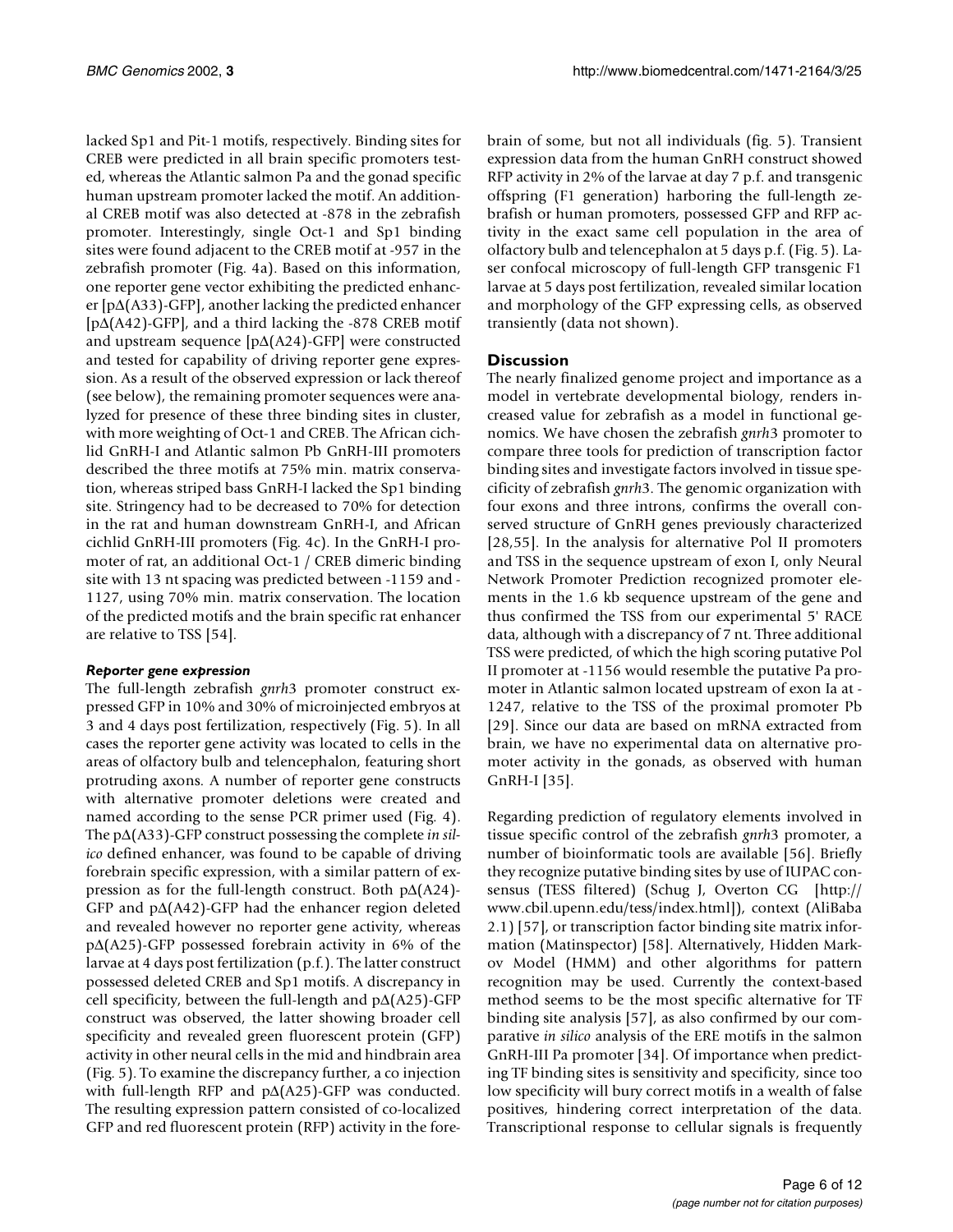lacked Sp1 and Pit-1 motifs, respectively. Binding sites for CREB were predicted in all brain specific promoters tested, whereas the Atlantic salmon Pa and the gonad specific human upstream promoter lacked the motif. An additional CREB motif was also detected at -878 in the zebrafish promoter. Interestingly, single Oct-1 and Sp1 binding sites were found adjacent to the CREB motif at -957 in the zebrafish promoter (Fig. 4a). Based on this information, one reporter gene vector exhibiting the predicted enhancer [pΔ(A33)-GFP], another lacking the predicted enhancer [pΔ(A42)-GFP], and a third lacking the -878 CREB motif and upstream sequence [pΔ(A24)-GFP] were constructed and tested for capability of driving reporter gene expression. As a result of the observed expression or lack thereof (see below), the remaining promoter sequences were analyzed for presence of these three binding sites in cluster, with more weighting of Oct-1 and CREB. The African cichlid GnRH-I and Atlantic salmon Pb GnRH-III promoters described the three motifs at 75% min. matrix conservation, whereas striped bass GnRH-I lacked the Sp1 binding site. Stringency had to be decreased to 70% for detection in the rat and human downstream GnRH-I, and African cichlid GnRH-III promoters (Fig. 4c). In the GnRH-I promoter of rat, an additional Oct-1 / CREB dimeric binding site with 13 nt spacing was predicted between -1159 and -1127, using 70% min. matrix conservation. The location of the predicted motifs and the brain specific rat enhancer are relative to TSS [54].

#### *Reporter gene expression*

The full-length zebrafish *gnrh*3 promoter construct expressed GFP in 10% and 30% of microinjected embryos at 3 and 4 days post fertilization, respectively (Fig. 5). In all cases the reporter gene activity was located to cells in the areas of olfactory bulb and telencephalon, featuring short protruding axons. A number of reporter gene constructs with alternative promoter deletions were created and named according to the sense PCR primer used (Fig. 4). The pΔ(A33)-GFP construct possessing the complete *in silico* defined enhancer, was found to be capable of driving forebrain specific expression, with a similar pattern of expression as for the full-length construct. Both pΔ(A24)-GFP and pΔ(A42)-GFP had the enhancer region deleted and revealed however no reporter gene activity, whereas pΔ(A25)-GFP possessed forebrain activity in 6% of the larvae at 4 days post fertilization (p.f.). The latter construct possessed deleted CREB and Sp1 motifs. A discrepancy in cell specificity, between the full-length and pΔ(A25)-GFP construct was observed, the latter showing broader cell specificity and revealed green fluorescent protein (GFP) activity in other neural cells in the mid and hindbrain area (Fig. 5). To examine the discrepancy further, a co injection with full-length RFP and pΔ(A25)-GFP was conducted. The resulting expression pattern consisted of co-localized GFP and red fluorescent protein (RFP) activity in the forebrain of some, but not all individuals (fig. 5). Transient expression data from the human GnRH construct showed RFP activity in 2% of the larvae at day 7 p.f. and transgenic offspring (F1 generation) harboring the full-length zebrafish or human promoters, possessed GFP and RFP activity in the exact same cell population in the area of olfactory bulb and telencephalon at 5 days p.f. (Fig. 5). Laser confocal microscopy of full-length GFP transgenic F1 larvae at 5 days post fertilization, revealed similar location and morphology of the GFP expressing cells, as observed transiently (data not shown).

## Discussion

The nearly finalized genome project and importance as a model in vertebrate developmental biology, renders increased value for zebrafish as a model in functional genomics. We have chosen the zebrafish *gnrh*3 promoter to compare three tools for prediction of transcription factor binding sites and investigate factors involved in tissue specificity of zebrafish *gnrh*3. The genomic organization with four exons and three introns, confirms the overall conserved structure of GnRH genes previously characterized [28,55]. In the analysis for alternative Pol II promoters and TSS in the sequence upstream of exon I, only Neural Network Promoter Prediction recognized promoter elements in the 1.6 kb sequence upstream of the gene and thus confirmed the TSS from our experimental 5' RACE data, although with a discrepancy of 7 nt. Three additional TSS were predicted, of which the high scoring putative Pol II promoter at -1156 would resemble the putative Pa promoter in Atlantic salmon located upstream of exon Ia at -1247, relative to the TSS of the proximal promoter Pb [29]. Since our data are based on mRNA extracted from brain, we have no experimental data on alternative promoter activity in the gonads, as observed with human GnRH-I [35].

Regarding prediction of regulatory elements involved in tissue specific control of the zebrafish *gnrh*3 promoter, a number of bioinformatic tools are available [56]. Briefly they recognize putative binding sites by use of IUPAC consensus (TESS filtered) (Schug J, Overton CG [http://www.cbil.upenn.edu/tess/index.html]), context (AliBaba 2.1) [57], or transcription factor binding site matrix information (Matinspector) [58]. Alternatively, Hidden Markov Model (HMM) and other algorithms for pattern recognition may be used. Currently the context-based method seems to be the most specific alternative for TF binding site analysis [57], as also confirmed by our comparative *in silico* analysis of the ERE motifs in the salmon GnRH-III Pa promoter [34]. Of importance when predicting TF binding sites is sensitivity and specificity, since too low specificity will bury correct motifs in a wealth of false positives, hindering correct interpretation of the data. Transcriptional response to cellular signals is frequently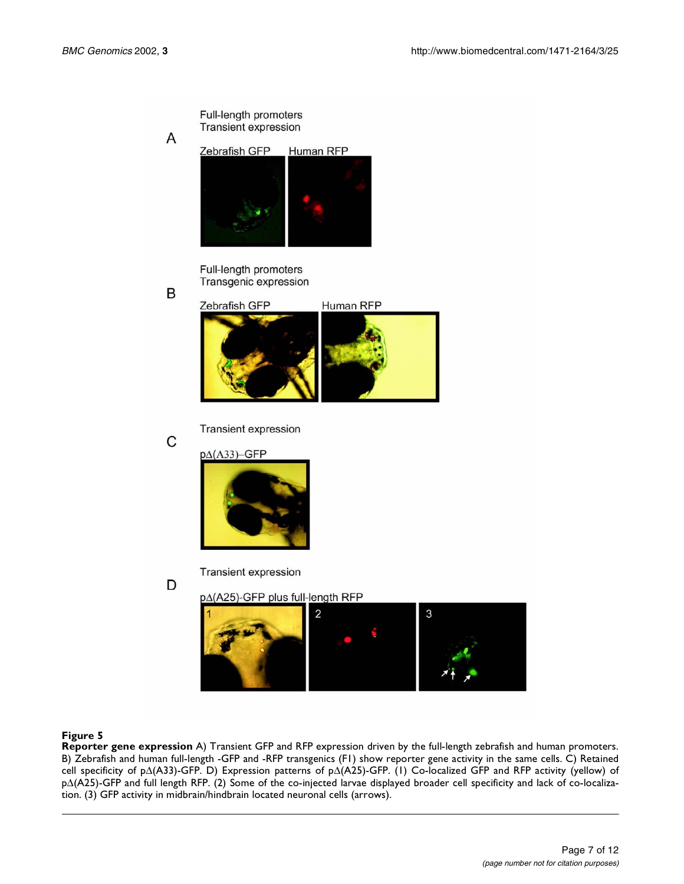**Figure 5**

**Reporter gene expression** A) Transient GFP and RFP expression driven by the full-length zebrafish and human promoters. B) Zebrafish and human full-length -GFP and -RFP transgenics (F1) show reporter gene activity in the same cells. C) Retained cell specificity of pΔ(A33)-GFP. D) Expression patterns of pΔ(A25)-GFP. (1) Co-localized GFP and RFP activity (yellow) of pΔ(A25)-GFP and full length RFP. (2) Some of the co-injected larvae displayed broader cell specificity and lack of co-localization. (3) GFP activity in midbrain/hindbrain located neuronal cells (arrows).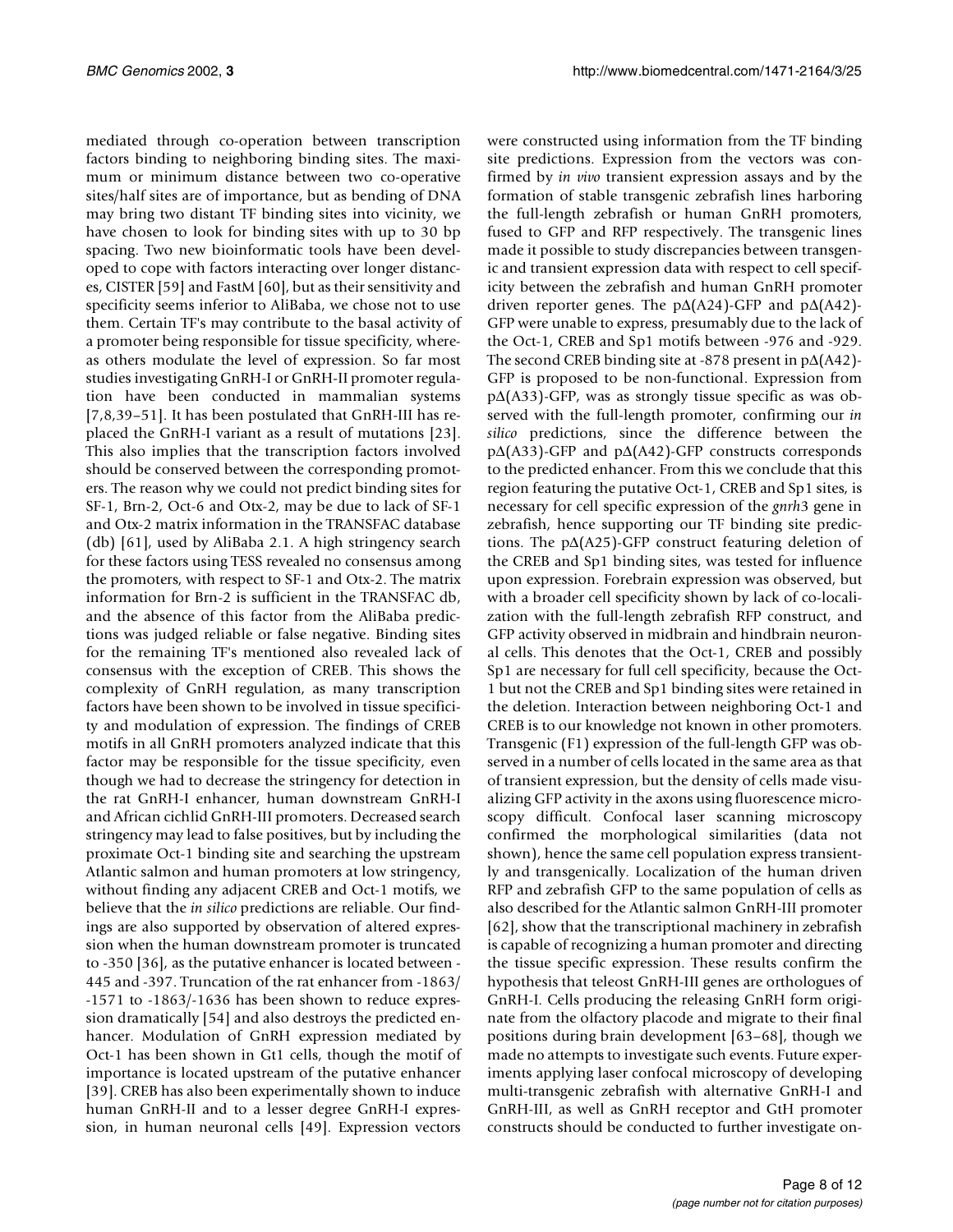mediated through co-operation between transcription factors binding to neighboring binding sites. The maximum or minimum distance between two co-operative sites/half sites are of importance, but as bending of DNA may bring two distant TF binding sites into vicinity, we have chosen to look for binding sites with up to 30 bp spacing. Two new bioinformatic tools have been developed to cope with factors interacting over longer distances, CISTER [59] and FastM [60], but as their sensitivity and specificity seems inferior to AliBaba, we chose not to use them. Certain TF's may contribute to the basal activity of a promoter being responsible for tissue specificity, whereas others modulate the level of expression. So far most studies investigating GnRH-I or GnRH-II promoter regulation have been conducted in mammalian systems [7,8,39–51]. It has been postulated that GnRH-III has replaced the GnRH-I variant as a result of mutations [23]. This also implies that the transcription factors involved should be conserved between the corresponding promoters. The reason why we could not predict binding sites for SF-1, Brn-2, Oct-6 and Otx-2, may be due to lack of SF-1 and Otx-2 matrix information in the TRANSFAC database (db) [61], used by AliBaba 2.1. A high stringency search for these factors using TESS revealed no consensus among the promoters, with respect to SF-1 and Otx-2. The matrix information for Brn-2 is sufficient in the TRANSFAC db, and the absence of this factor from the AliBaba predictions was judged reliable or false negative. Binding sites for the remaining TF's mentioned also revealed lack of consensus with the exception of CREB. This shows the complexity of GnRH regulation, as many transcription factors have been shown to be involved in tissue specificity and modulation of expression. The findings of CREB motifs in all GnRH promoters analyzed indicate that this factor may be responsible for the tissue specificity, even though we had to decrease the stringency for detection in the rat GnRH-I enhancer, human downstream GnRH-I and African cichlid GnRH-III promoters. Decreased search stringency may lead to false positives, but by including the proximate Oct-1 binding site and searching the upstream Atlantic salmon and human promoters at low stringency, without finding any adjacent CREB and Oct-1 motifs, we believe that the *in silico* predictions are reliable. Our findings are also supported by observation of altered expression when the human downstream promoter is truncated to -350 [36], as the putative enhancer is located between -445 and -397. Truncation of the rat enhancer from -1863/-1571 to -1863/-1636 has been shown to reduce expression dramatically [54] and also destroys the predicted enhancer. Modulation of GnRH expression mediated by Oct-1 has been shown in Gt1 cells, though the motif of importance is located upstream of the putative enhancer [39]. CREB has also been experimentally shown to induce human GnRH-II and to a lesser degree GnRH-I expression, in human neuronal cells [49]. Expression vectors were constructed using information from the TF binding site predictions. Expression from the vectors was confirmed by *in vivo* transient expression assays and by the formation of stable transgenic zebrafish lines harboring the full-length zebrafish or human GnRH promoters, fused to GFP and RFP respectively. The transgenic lines made it possible to study discrepancies between transgenic and transient expression data with respect to cell specificity between the zebrafish and human GnRH promoter driven reporter genes. The pΔ(A24)-GFP and pΔ(A42)-GFP were unable to express, presumably due to the lack of the Oct-1, CREB and Sp1 motifs between -976 and -929. The second CREB binding site at -878 present in pΔ(A42)-GFP is proposed to be non-functional. Expression from pΔ(A33)-GFP, was as strongly tissue specific as was observed with the full-length promoter, confirming our *in silico* predictions, since the difference between the pΔ(A33)-GFP and pΔ(A42)-GFP constructs corresponds to the predicted enhancer. From this we conclude that this region featuring the putative Oct-1, CREB and Sp1 sites, is necessary for cell specific expression of the *gnrh*3 gene in zebrafish, hence supporting our TF binding site predictions. The pΔ(A25)-GFP construct featuring deletion of the CREB and Sp1 binding sites, was tested for influence upon expression. Forebrain expression was observed, but with a broader cell specificity shown by lack of co-localization with the full-length zebrafish RFP construct, and GFP activity observed in midbrain and hindbrain neuronal cells. This denotes that the Oct-1, CREB and possibly Sp1 are necessary for full cell specificity, because the Oct-1 but not the CREB and Sp1 binding sites were retained in the deletion. Interaction between neighboring Oct-1 and CREB is to our knowledge not known in other promoters. Transgenic (F1) expression of the full-length GFP was observed in a number of cells located in the same area as that of transient expression, but the density of cells made visualizing GFP activity in the axons using fluorescence microscopy difficult. Confocal laser scanning microscopy confirmed the morphological similarities (data not shown), hence the same cell population express transiently and transgenically. Localization of the human driven RFP and zebrafish GFP to the same population of cells as also described for the Atlantic salmon GnRH-III promoter [62], show that the transcriptional machinery in zebrafish is capable of recognizing a human promoter and directing the tissue specific expression. These results confirm the hypothesis that teleost GnRH-III genes are orthologues of GnRH-I. Cells producing the releasing GnRH form originate from the olfactory placode and migrate to their final positions during brain development [63–68], though we made no attempts to investigate such events. Future experiments applying laser confocal microscopy of developing multi-transgenic zebrafish with alternative GnRH-I and GnRH-III, as well as GnRH receptor and GtH promoter constructs should be conducted to further investigate on-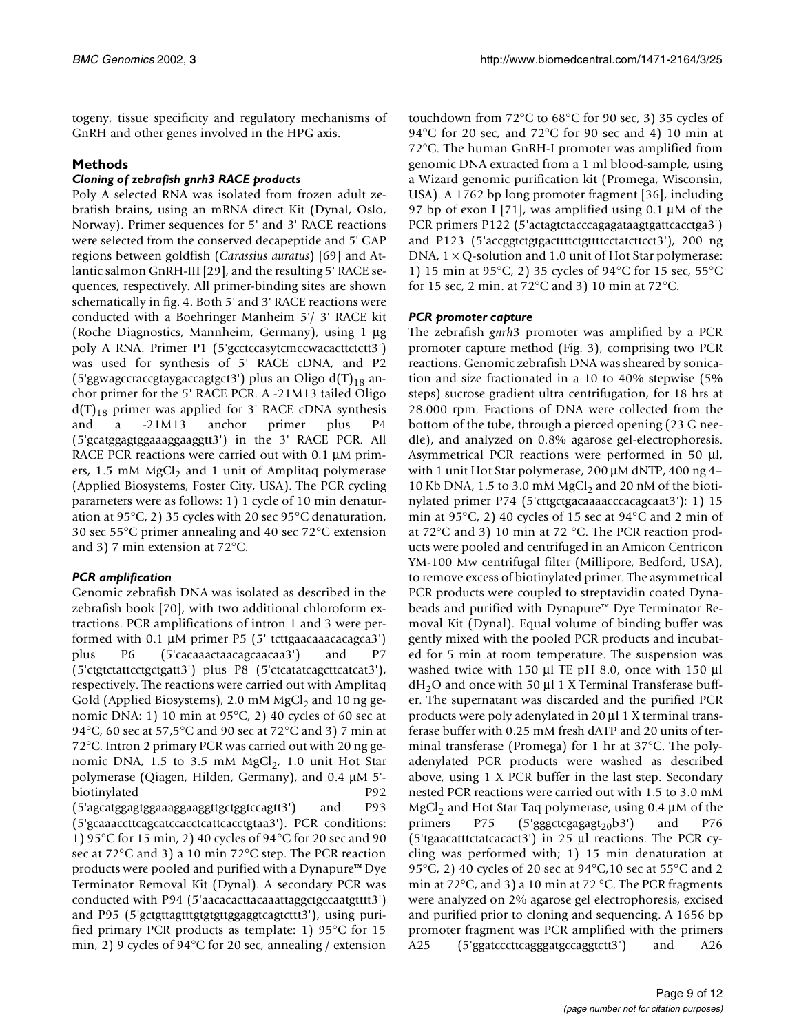togeny, tissue specificity and regulatory mechanisms of GnRH and other genes involved in the HPG axis.

## Methods

### *Cloning of zebrafish gnrh3 RACE products*

Poly A selected RNA was isolated from frozen adult zebrafish brains, using an mRNA direct Kit (Dynal, Oslo, Norway). Primer sequences for 5' and 3' RACE reactions were selected from the conserved decapeptide and 5' GAP regions between goldfish (*Carassius auratus*) [69] and Atlantic salmon GnRH-III [29], and the resulting 5' RACE sequences, respectively. All primer-binding sites are shown schematically in fig. 4. Both 5' and 3' RACE reactions were conducted with a Boehringer Manheim 5'/ 3' RACE kit (Roche Diagnostics, Mannheim, Germany), using 1 µg poly A RNA. Primer P1 (5'gcctccasytcmccwacacttctctt3') was used for synthesis of 5' RACE cDNA, and P2 (5'ggwagccraccgtaygaccagtgct3') plus an Oligo $d(T)_{18}$ anchor primer for the 5' RACE PCR. A -21M13 tailed Oligo $d(T)_{18}$ primer was applied for 3' RACE cDNA synthesis and a -21M13 anchor primer plus P4 (5'gcatggagtggaaaggaaggtt3') in the 3' RACE PCR. All RACE PCR reactions were carried out with 0.1 µM primers, 1.5 mM $MgCl_2$ and 1 unit of Amplitaq polymerase (Applied Biosystems, Foster City, USA). The PCR cycling parameters were as follows: 1) 1 cycle of 10 min denaturation at 95°C, 2) 35 cycles with 20 sec 95°C denaturation, 30 sec 55°C primer annealing and 40 sec 72°C extension and 3) 7 min extension at 72°C.

### *PCR amplification*

Genomic zebrafish DNA was isolated as described in the zebrafish book [70], with two additional chloroform extractions. PCR amplifications of intron 1 and 3 were performed with 0.1 µM primer P5 (5' tcttgaacaaacacagca3') plus P6 (5'cacaaactaacagcaacaa3') and P7 (5'ctgtctattcctgctgatt3') plus P8 (5'ctcatatcagcttcatcat3'), respectively. The reactions were carried out with Amplitaq Gold (Applied Biosystems), 2.0 mM $MgCl_2$ and 10 ng genomic DNA: 1) 10 min at 95°C, 2) 40 cycles of 60 sec at 94°C, 60 sec at 57,5°C and 90 sec at 72°C and 3) 7 min at 72°C. Intron 2 primary PCR was carried out with 20 ng genomic DNA, 1.5 to 3.5 mM $MgCl_2$, 1.0 unit Hot Star polymerase (Qiagen, Hilden, Germany), and 0.4 µM 5'-biotinylated P92 (5'agcatggagtggaaaggaaggttgctggtccagtt3') and P93 (5'gcaaaccttcagcatccacctcattcacctgtaa3'). PCR conditions: 1) 95°C for 15 min, 2) 40 cycles of 94°C for 20 sec and 90 sec at 72°C and 3) a 10 min 72°C step. The PCR reaction products were pooled and purified with a Dynapure™ Dye Terminator Removal Kit (Dynal). A secondary PCR was conducted with P94 (5'aacacacttacaaattaggctgccaatgtttt3') and P95 (5'gctgttagtttgtgtgttggaggtcagtcttt3'), using purified primary PCR products as template: 1) 95°C for 15 min, 2) 9 cycles of 94°C for 20 sec, annealing / extension touchdown from 72°C to 68°C for 90 sec, 3) 35 cycles of 94°C for 20 sec, and 72°C for 90 sec and 4) 10 min at 72°C. The human GnRH-I promoter was amplified from genomic DNA extracted from a 1 ml blood-sample, using a Wizard genomic purification kit (Promega, Wisconsin, USA). A 1762 bp long promoter fragment [36], including 97 bp of exon I [71], was amplified using 0.1 µM of the PCR primers P122 (5'actagtctacccagagataagtgattcacctga3') and P123 (5'accggtctgtgacttttctgttttcctatcttcct3'), 200 ng DNA, 1 × Q-solution and 1.0 unit of Hot Star polymerase: 1) 15 min at 95°C, 2) 35 cycles of 94°C for 15 sec, 55°C for 15 sec, 2 min. at 72°C and 3) 10 min at 72°C.

### *PCR promoter capture*

The zebrafish *gnrh*3 promoter was amplified by a PCR promoter capture method (Fig. 3), comprising two PCR reactions. Genomic zebrafish DNA was sheared by sonication and size fractionated in a 10 to 40% stepwise (5% steps) sucrose gradient ultra centrifugation, for 18 hrs at 28.000 rpm. Fractions of DNA were collected from the bottom of the tube, through a pierced opening (23 G needle), and analyzed on 0.8% agarose gel-electrophoresis. Asymmetrical PCR reactions were performed in 50 µl, with 1 unit Hot Star polymerase, 200 µM dNTP, 400 ng 4–10 Kb DNA, 1.5 to 3.0 mM $MgCl_2$ and 20 nM of the biotinylated primer P74 (5'cttgctgacaaaacccacagcaat3'): 1) 15 min at 95°C, 2) 40 cycles of 15 sec at 94°C and 2 min of at 72°C and 3) 10 min at 72 °C. The PCR reaction products were pooled and centrifuged in an Amicon Centricon YM-100 Mw centrifugal filter (Millipore, Bedford, USA), to remove excess of biotinylated primer. The asymmetrical PCR products were coupled to streptavidin coated Dynabeads and purified with Dynapure™ Dye Terminator Removal Kit (Dynal). Equal volume of binding buffer was gently mixed with the pooled PCR products and incubated for 5 min at room temperature. The suspension was washed twice with 150 µl TE pH 8.0, once with 150 µl $dH_2O$ and once with 50 µl 1 X Terminal Transferase buffer. The supernatant was discarded and the purified PCR products were poly adenylated in 20 µl 1 X terminal transferase buffer with 0.25 mM fresh dATP and 20 units of terminal transferase (Promega) for 1 hr at 37°C. The polyadenylated PCR products were washed as described above, using 1 X PCR buffer in the last step. Secondary nested PCR reactions were carried out with 1.5 to 3.0 mM $MgCl_2$ and Hot Star Taq polymerase, using 0.4 µM of the primers P75 (5'gggctcgagagt$_{20}$b3') and P76 (5'tgaacatttctatcacact3') in 25 µl reactions. The PCR cycling was performed with; 1) 15 min denaturation at 95°C, 2) 40 cycles of 20 sec at 94°C,10 sec at 55°C and 2 min at 72°C, and 3) a 10 min at 72 °C. The PCR fragments were analyzed on 2% agarose gel electrophoresis, excised and purified prior to cloning and sequencing. A 1656 bp promoter fragment was PCR amplified with the primers A25 (5'ggatcccttcagggatgccaggtctt3') and A26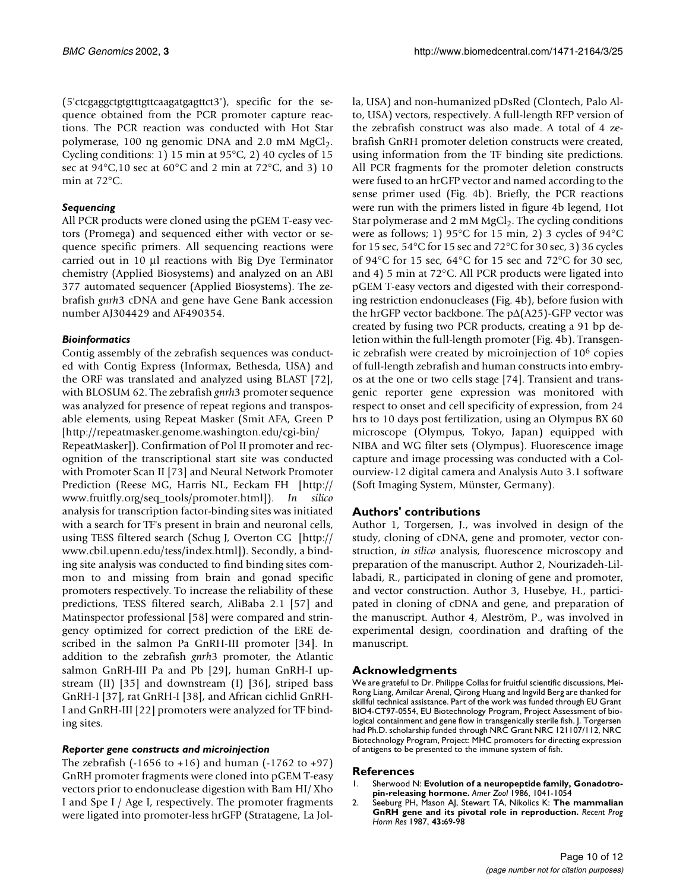(5'ctcgaggctgtgtttgttcaagatgagttct3'), specific for the sequence obtained from the PCR promoter capture reactions. The PCR reaction was conducted with Hot Star polymerase, 100 ng genomic DNA and 2.0 mM $MgCl_2$. Cycling conditions: 1) 15 min at 95°C, 2) 40 cycles of 15 sec at 94°C,10 sec at 60°C and 2 min at 72°C, and 3) 10 min at 72°C.

### *Sequencing*

All PCR products were cloned using the pGEM T-easy vectors (Promega) and sequenced either with vector or sequence specific primers. All sequencing reactions were carried out in 10 µl reactions with Big Dye Terminator chemistry (Applied Biosystems) and analyzed on an ABI 377 automated sequencer (Applied Biosystems). The zebrafish *gnrh*3 cDNA and gene have Gene Bank accession number AJ304429 and AF490354.

### *Bioinformatics*

Contig assembly of the zebrafish sequences was conducted with Contig Express (Informax, Bethesda, USA) and the ORF was translated and analyzed using BLAST [72], with BLOSUM 62. The zebrafish *gnrh*3 promoter sequence was analyzed for presence of repeat regions and transposable elements, using Repeat Masker (Smit AFA, Green P [http://repeatmasker.genome.washington.edu/cgi-bin/RepeatMasker]). Confirmation of Pol II promoter and recognition of the transcriptional start site was conducted with Promoter Scan II [73] and Neural Network Promoter Prediction (Reese MG, Harris NL, Eeckam FH [http://www.fruitfly.org/seq_tools/promoter.html]). *In silico* analysis for transcription factor-binding sites was initiated with a search for TF's present in brain and neuronal cells, using TESS filtered search (Schug J, Overton CG [http://www.cbil.upenn.edu/tess/index.html]). Secondly, a binding site analysis was conducted to find binding sites common to and missing from brain and gonad specific promoters respectively. To increase the reliability of these predictions, TESS filtered search, AliBaba 2.1 [57] and Matinspector professional [58] were compared and stringency optimized for correct prediction of the ERE described in the salmon Pa GnRH-III promoter [34]. In addition to the zebrafish *gnrh*3 promoter, the Atlantic salmon GnRH-III Pa and Pb [29], human GnRH-I upstream (II) [35] and downstream (I) [36], striped bass GnRH-I [37], rat GnRH-I [38], and African cichlid GnRH-I and GnRH-III [22] promoters were analyzed for TF binding sites.

### *Reporter gene constructs and microinjection*

The zebrafish (-1656 to +16) and human (-1762 to +97) GnRH promoter fragments were cloned into pGEM T-easy vectors prior to endonuclease digestion with Bam HI/ Xho I and Spe I / Age I, respectively. The promoter fragments were ligated into promoter-less hrGFP (Stratagene, La Jolla, USA) and non-humanized pDsRed (Clontech, Palo Alto, USA) vectors, respectively. A full-length RFP version of the zebrafish construct was also made. A total of 4 zebrafish GnRH promoter deletion constructs were created, using information from the TF binding site predictions. All PCR fragments for the promoter deletion constructs were fused to an hrGFP vector and named according to the sense primer used (Fig. 4b). Briefly, the PCR reactions were run with the primers listed in figure 4b legend, Hot Star polymerase and 2 mM $MgCl_2$. The cycling conditions were as follows; 1) 95°C for 15 min, 2) 3 cycles of 94°C for 15 sec, 54°C for 15 sec and 72°C for 30 sec, 3) 36 cycles of 94°C for 15 sec, 64°C for 15 sec and 72°C for 30 sec, and 4) 5 min at 72°C. All PCR products were ligated into pGEM T-easy vectors and digested with their corresponding restriction endonucleases (Fig. 4b), before fusion with the hrGFP vector backbone. The pΔ(A25)-GFP vector was created by fusing two PCR products, creating a 91 bp deletion within the full-length promoter (Fig. 4b). Transgenic zebrafish were created by microinjection of $10^6$ copies of full-length zebrafish and human constructs into embryos at the one or two cells stage [74]. Transient and transgenic reporter gene expression was monitored with respect to onset and cell specificity of expression, from 24 hrs to 10 days post fertilization, using an Olympus BX 60 microscope (Olympus, Tokyo, Japan) equipped with NIBA and WG filter sets (Olympus). Fluorescence image capture and image processing was conducted with a Colourview-12 digital camera and Analysis Auto 3.1 software (Soft Imaging System, Münster, Germany).

## Authors' contributions

Author 1, Torgersen, J., was involved in design of the study, cloning of cDNA, gene and promoter, vector construction, *in silico* analysis, fluorescence microscopy and preparation of the manuscript. Author 2, Nourizadeh-Lillabadi, R., participated in cloning of gene and promoter, and vector construction. Author 3, Husebye, H., participated in cloning of cDNA and gene, and preparation of the manuscript. Author 4, Aleström, P., was involved in experimental design, coordination and drafting of the manuscript.

## Acknowledgments

We are grateful to Dr. Philippe Collas for fruitful scientific discussions, Mei-Rong Liang, Amilcar Arenal, Qirong Huang and Ingvild Berg are thanked for skillful technical assistance. Part of the work was funded through EU Grant BIO4-CT97-0554, EU Biotechnology Program, Project Assessment of biological containment and gene flow in transgenically sterile fish. J. Torgersen had Ph.D. scholarship funded through NRC Grant NRC 121107/112, NRC Biotechnology Program, Project: MHC promoters for directing expression of antigens to be presented to the immune system of fish.

## References

1. Sherwood N: **Evolution of a neuropeptide family, Gonadotropin-releasing hormone.** *Amer Zool* 1986, 1041-1054
2. Seeburg PH, Mason AJ, Stewart TA, Nikolics K: **The mammalian GnRH gene and its pivotal role in reproduction.** *Recent Prog Horm Res* 1987, **43:**69-98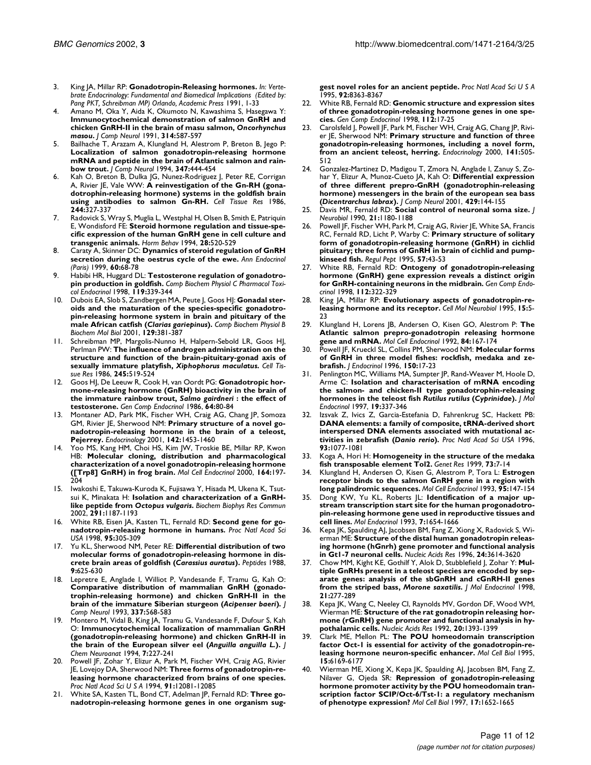3. King JA, Millar RP: **Gonadotropin-Releasing hormones.** *In: Vertebrate Endocrinology: Fundamental and Biomedical Implications (Edited by: Pang PKT, Schreibman MP) Orlando, Academic Press* 1991, 1-33
4. Amano M, Oka Y, Aida K, Okumoto N, Kawashima S, Hasegawa Y: **Immunocytochemical demonstration of salmon GnRH and chicken GnRH-II in the brain of masu salmon, *Oncorhynchus masou*.** *J Comp Neurol* 1991, **314:**587-597
5. Bailhache T, Arazam A, Klungland H, Alestrom P, Breton B, Jego P: **Localization of salmon gonadotropin-releasing hormone mRNA and peptide in the brain of Atlantic salmon and rainbow trout.** *J Comp Neurol* 1994, **347:**444-454
6. Kah O, Breton B, Dulka JG, Nunez-Rodriguez J, Peter RE, Corrigan A, Rivier JE, Vale WW: **A reinvestigation of the Gn-RH (gonadotrophin-releasing hormone) systems in the goldfish brain using antibodies to salmon Gn-RH.** *Cell Tissue Res* 1986, **244:**327-337
7. Radovick S, Wray S, Muglia L, Westphal H, Olsen B, Smith E, Patriquin E, Wondisford FE: **Steroid hormone regulation and tissue-specific expression of the human GnRH gene in cell culture and transgenic animals.** *Horm Behav* 1994, **28:**520-529
8. Caraty A, Skinner DC: **Dynamics of steroid regulation of GnRH secretion during the oestrus cycle of the ewe.** *Ann Endocrinol (Paris)* 1999, **60:**68-78
9. Habibi HR, Huggard DL: **Testosterone regulation of gonadotropin production in goldfish.** *Comp Biochem Physiol C Pharmacol Toxicol Endocrinol* 1998, **119:**339-344
10. Dubois EA, Slob S, Zandbergen MA, Peute J, Goos HJ: **Gonadal steroids and the maturation of the species-specific gonadotropin-releasing hormone system in brain and pituitary of the male African catfish (*Clarias gariepinus*).** *Comp Biochem Physiol B Biochem Mol Biol* 2001, **129:**381-387
11. Schreibman MP, Margolis-Nunno H, Halpern-Sebold LR, Goos HJ, Perlman PW: **The influence of androgen administration on the structure and function of the brain-pituitary-gonad axis of sexually immature platyfish, *Xiphophorus maculatus*.** *Cell Tissue Res* 1986, **245:**519-524
12. Goos HJ, De Leeuw R, Cook H, van Oordt PG: **Gonadotropic hormone-releasing hormone (GnRH) bioactivity in the brain of the immature rainbow trout, *Salmo gairdneri* : the effect of testosterone.** *Gen Comp Endocrinol* 1986, **64:**80-84
13. Montaner AD, Park MK, Fischer WH, Craig AG, Chang JP, Somoza GM, Rivier JE, Sherwood NM: **Primary structure of a novel gonadotropin-releasing hormone in the brain of a teleost, Pejerrey.** *Endocrinology* 2001, **142:**1453-1460
14. Yoo MS, Kang HM, Choi HS, Kim JW, Troskie BE, Millar RP, Kwon HB: **Molecular cloning, distribution and pharmacological characterization of a novel gonadotropin-releasing hormone ([Trp8] GnRH) in frog brain.** *Mol Cell Endocrinol* 2000, **164:**197-204
15. Iwakoshi E, Takuwa-Kuroda K, Fujisawa Y, Hisada M, Ukena K, Tsutsui K, Minakata H: **Isolation and characterization of a GnRH-like peptide from *Octopus vulgaris*.** *Biochem Biophys Res Commun* 2002, **291:**1187-1193
16. White RB, Eisen JA, Kasten TL, Fernald RD: **Second gene for gonadotropin-releasing hormone in humans.** *Proc Natl Acad Sci USA* 1998, **95:**305-309
17. Yu KL, Sherwood NM, Peter RE: **Differential distribution of two molecular forms of gonadotropin-releasing hormone in discrete brain areas of goldfish (*Carassius auratus*).** *Peptides* 1988, **9:**625-630
18. Lepretre E, Anglade I, Williot P, Vandesande F, Tramu G, Kah O: **Comparative distribution of mammalian GnRH (gonadotrophin-releasing hormone) and chicken GnRH-II in the brain of the immature Siberian sturgeon (*Acipenser baeri*).** *J Comp Neurol* 1993, **337:**568-583
19. Montero M, Vidal B, King JA, Tramu G, Vandesande F, Dufour S, Kah O: **Immunocytochemical localization of mammalian GnRH (gonadotropin-releasing hormone) and chicken GnRH-II in the brain of the European silver eel (*Anguilla anguilla L.*).** *J Chem Neuroanat* 1994, **7:**227-241
20. Powell JF, Zohar Y, Elizur A, Park M, Fischer WH, Craig AG, Rivier JE, Lovejoy DA, Sherwood NM: **Three forms of gonadotropin-releasing hormone characterized from brains of one species.** *Proc Natl Acad Sci U S A* 1994, **91:**12081-12085
21. White SA, Kasten TL, Bond CT, Adelman JP, Fernald RD: **Three gonadotropin-releasing hormone genes in one organism suggest novel roles for an ancient peptide.** *Proc Natl Acad Sci U S A* 1995, **92:**8363-8367
22. White RB, Fernald RD: **Genomic structure and expression sites of three gonadotropin-releasing hormone genes in one species.** *Gen Comp Endocrinol* 1998, **112:**17-25
23. Carolsfeld J, Powell JF, Park M, Fischer WH, Craig AG, Chang JP, Rivier JE, Sherwood NM: **Primary structure and function of three gonadotropin-releasing hormones, including a novel form, from an ancient teleost, herring.** *Endocrinology* 2000, **141:**505-512
24. Gonzalez-Martinez D, Madigou T, Zmora N, Anglade I, Zanuy S, Zohar Y, Elizur A, Munoz-Cueto JA, Kah O: **Differential expression of three different prepro-GnRH (gonadotrophin-releasing hormone) messengers in the brain of the european sea bass (*Dicentrarchus labrax*).** *J Comp Neurol* 2001, **429:**144-155
25. Davis MR, Fernald RD: **Social control of neuronal soma size.** *J Neurobiol* 1990, **21:**1180-1188
26. Powell JF, Fischer WH, Park M, Craig AG, Rivier JE, White SA, Francis RC, Fernald RD, Licht P, Warby C: **Primary structure of solitary form of gonadotropin-releasing hormone (GnRH) in cichlid pituitary; three forms of GnRH in brain of cichlid and pumpkinseed fish.** *Regul Pept* 1995, **57:**43-53
27. White RB, Fernald RD: **Ontogeny of gonadotropin-releasing hormone (GnRH) gene expression reveals a distinct origin for GnRH-containing neurons in the midbrain.** *Gen Comp Endocrinol* 1998, **112:**322-329
28. King JA, Millar RP: **Evolutionary aspects of gonadotropin-releasing hormone and its receptor.** *Cell Mol Neurobiol* 1995, **15:**5-23
29. Klungland H, Lorens JB, Andersen O, Kisen GO, Alestrom P: **The Atlantic salmon prepro-gonadotropin releasing hormone gene and mRNA.** *Mol Cell Endocrinol* 1992, **84:**167-174
30. Powell JF, Krueckl SL, Collins PM, Sherwood NM: **Molecular forms of GnRH in three model fishes: rockfish, medaka and zebrafish.** *J Endocrinol* 1996, **150:**17-23
31. Penlington MC, Williams MA, Sumpter JP, Rand-Weaver M, Hoole D, Arme C: **Isolation and characterisation of mRNA encoding the salmon- and chicken-II type gonadotrophin-releasing hormones in the teleost fish *Rutilus rutilus* (*Cyprinidae*).** *J Mol Endocrinol* 1997, **19:**337-346
32. Izsvak Z, Ivics Z, Garcia-Estefania D, Fahrenkrug SC, Hackett PB: **DANA elements: a family of composite, tRNA-derived short interspersed DNA elements associated with mutational activities in zebrafish (*Danio rerio*).** *Proc Natl Acad Sci USA* 1996, **93:**1077-1081
33. Koga A, Hori H: **Homogeneity in the structure of the medaka fish transposable element Tol2.** *Genet Res* 1999, **73:**7-14
34. Klungland H, Andersen O, Kisen G, Alestrom P, Tora L: **Estrogen receptor binds to the salmon GnRH gene in a region with long palindromic sequences.** *Mol Cell Endocrinol* 1993, **95:**147-154
35. Dong KW, Yu KL, Roberts JL: **Identification of a major upstream transcription start site for the human progonadotropin-releasing hormone gene used in reproductive tissues and cell lines.** *Mol Endocrinol* 1993, **7:**1654-1666
36. Kepa JK, Spaulding AJ, Jacobsen BM, Fang Z, Xiong X, Radovick S, Wierman ME: **Structure of the distal human gonadotropin releasing hormone (hGnrh) gene promoter and functional analysis in Gt1-7 neuronal cells.** *Nucleic Acids Res* 1996, **24:**3614-3620
37. Chow MM, Kight KE, Gothilf Y, Alok D, Stubblefield J, Zohar Y: **Multiple GnRHs present in a teleost species are encoded by separate genes: analysis of the sbGnRH and cGnRH-II genes from the striped bass, *Morone saxatilis*.** *J Mol Endocrinol* 1998, **21:**277-289
38. Kepa JK, Wang C, Neeley CI, Raynolds MV, Gordon DF, Wood WM, Wierman ME: **Structure of the rat gonadotropin releasing hormone (rGnRH) gene promoter and functional analysis in hypothalamic cells.** *Nucleic Acids Res* 1992, **20:**1393-1399
39. Clark ME, Mellon PL: **The POU homeodomain transcription factor Oct-1 is essential for activity of the gonadotropin-releasing hormone neuron-specific enhancer.** *Mol Cell Biol* 1995, **15:**6169-6177
40. Wierman ME, Xiong X, Kepa JK, Spaulding AJ, Jacobsen BM, Fang Z, Nilaver G, Ojeda SR: **Repression of gonadotropin-releasing hormone promoter activity by the POU homeodomain transcription factor SCIP/Oct-6/Tst-1: a regulatory mechanism of phenotype expression?** *Mol Cell Biol* 1997, **17:**1652-1665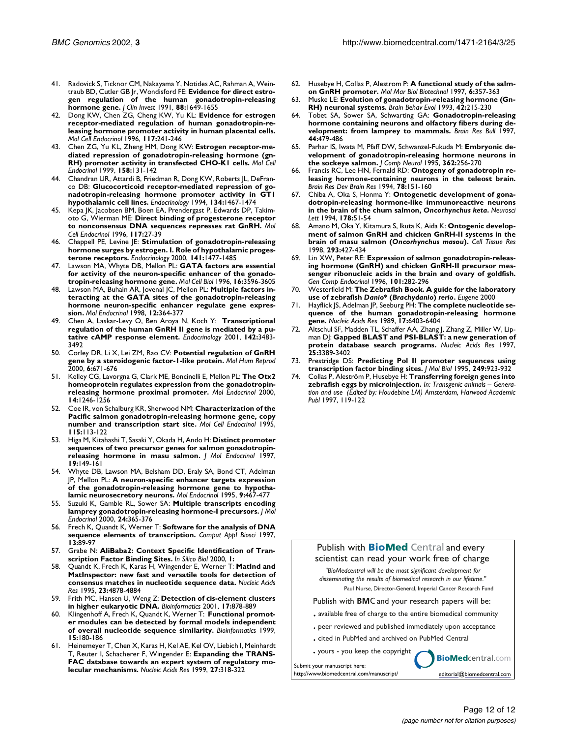41. Radovick S, Ticknor CM, Nakayama Y, Notides AC, Rahman A, Weintraub BD, Cutler GB Jr, Wondisford FE: **Evidence for direct estrogen regulation of the human gonadotropin-releasing hormone gene.** *J Clin Invest* 1991, **88:**1649-1655
42. Dong KW, Chen ZG, Cheng KW, Yu KL: **Evidence for estrogen receptor-mediated regulation of human gonadotropin-releasing hormone promoter activity in human placental cells.** *Mol Cell Endocrinol* 1996, **117:**241-246
43. Chen ZG, Yu KL, Zheng HM, Dong KW: **Estrogen receptor-mediated repression of gonadotropin-releasing hormone (gnRH) promoter activity in transfected CHO-K1 cells.** *Mol Cell Endocrinol* 1999, **158:**131-142
44. Chandran UR, Attardi B, Friedman R, Dong KW, Roberts JL, DeFranco DB: **Glucocorticoid receptor-mediated repression of gonadotropin-releasing hormone promoter activity in GT1 hypothalamic cell lines.** *Endocrinology* 1994, **134:**1467-1474
45. Kepa JK, Jacobsen BM, Boen EA, Prendergast P, Edwards DP, Takimoto G, Wierman ME: **Direct binding of progesterone receptor to nonconsensus DNA sequences represses rat GnRH.** *Mol Cell Endocrinol* 1996, **117:**27-39
46. Chappell PE, Levine JE: **Stimulation of gonadotropin-releasing hormone surges by estrogen. I. Role of hypothalamic progesterone receptors.** *Endocrinology* 2000, **141:**1477-1485
47. Lawson MA, Whyte DB, Mellon PL: **GATA factors are essential for activity of the neuron-specific enhancer of the gonadotropin-releasing hormone gene.** *Mol Cell Biol* 1996, **16:**3596-3605
48. Lawson MA, Buhain AR, Jovenal JC, Mellon PL: **Multiple factors interacting at the GATA sites of the gonadotropin-releasing hormone neuron-specific enhancer regulate gene expression.** *Mol Endocrinol* 1998, **12:**364-377
49. Chen A, Laskar-Levy O, Ben Aroya N, Koch Y: **Transcriptional regulation of the human GnRH II gene is mediated by a putative cAMP response element.** *Endocrinology* 2001, **142:**3483-3492
50. Corley DR, Li X, Lei ZM, Rao CV: **Potential regulation of GnRH gene by a steroidogenic factor-1-like protein.** *Mol Hum Reprod* 2000, **6:**671-676
51. Kelley CG, Lavorgna G, Clark ME, Boncinelli E, Mellon PL: **The Otx2 homeoprotein regulates expression from the gonadotropin-releasing hormone proximal promoter.** *Mol Endocrinol* 2000, **14:**1246-1256
52. Coe IR, von Schalburg KR, Sherwood NM: **Characterization of the Pacific salmon gonadotropin-releasing hormone gene, copy number and transcription start site.** *Mol Cell Endocrinol* 1995, **115:**113-122
53. Higa M, Kitahashi T, Sasaki Y, Okada H, Ando H: **Distinct promoter sequences of two precursor genes for salmon gonadotropin-releasing hormone in masu salmon.** *J Mol Endocrinol* 1997, **19:**149-161
54. Whyte DB, Lawson MA, Belsham DD, Eraly SA, Bond CT, Adelman JP, Mellon PL: **A neuron-specific enhancer targets expression of the gonadotropin-releasing hormone gene to hypothalamic neurosecretory neurons.** *Mol Endocrinol* 1995, **9:**467-477
55. Suzuki K, Gamble RL, Sower SA: **Multiple transcripts encoding lamprey gonadotropin-releasing hormone-I precursors.** *J Mol Endocrinol* 2000, **24:**365-376
56. Frech K, Quandt K, Werner T: **Software for the analysis of DNA sequence elements of transcription.** *Comput Appl Biosci* 1997, **13:**89-97
57. Grabe N: **AliBaba2: Context Specific Identification of Transcription Factor Binding Sites.** *In Silico Biol* 2000, **1:**
58. Quandt K, Frech K, Karas H, Wingender E, Werner T: **MatInd and MatInspector: new fast and versatile tools for detection of consensus matches in nucleotide sequence data.** *Nucleic Acids Res* 1995, **23:**4878-4884
59. Frith MC, Hansen U, Weng Z: **Detection of cis-element clusters in higher eukaryotic DNA.** *Bioinformatics* 2001, **17:**878-889
60. Klingenhoff A, Frech K, Quandt K, Werner T: **Functional promoter modules can be detected by formal models independent of overall nucleotide sequence similarity.** *Bioinformatics* 1999, **15:**180-186
61. Heinemeyer T, Chen X, Karas H, Kel AE, Kel OV, Liebich I, Meinhardt T, Reuter I, Schacherer F, Wingender E: **Expanding the TRANSFAC database towards an expert system of regulatory molecular mechanisms.** *Nucleic Acids Res* 1999, **27:**318-322
62. Husebye H, Collas P, Alestrom P: **A functional study of the salmon GnRH promoter.** *Mol Mar Biol Biotechnol* 1997, **6:**357-363
63. Muske LE: **Evolution of gonadotropin-releasing hormone (GnRH) neuronal systems.** *Brain Behav Evol* 1993, **42:**215-230
64. Tobet SA, Sower SA, Schwarting GA: **Gonadotropin-releasing hormone containing neurons and olfactory fibers during development: from lamprey to mammals.** *Brain Res Bull* 1997, **44:**479-486
65. Parhar IS, Iwata M, Pfaff DW, Schwanzel-Fukuda M: **Embryonic development of gonadotropin-releasing hormone neurons in the sockeye salmon.** *J Comp Neurol* 1995, **362:**256-270
66. Francis RC, Lee HN, Fernald RD: **Ontogeny of gonadotropin releasing hormone-containing neurons in the teleost brain.** *Brain Res Dev Brain Res* 1994, **78:**151-160
67. Chiba A, Oka S, Honma Y: **Ontogenetic development of gonadotropin-releasing hormone-like immunoreactive neurons in the brain of the chum salmon, *Oncorhynchus keta*.** *Neurosci Lett* 1994, **178:**51-54
68. Amano M, Oka Y, Kitamura S, Ikuta K, Aida K: **Ontogenic development of salmon GnRH and chicken GnRH-II systems in the brain of masu salmon (*Oncorhynchus masou*).** *Cell Tissue Res* 1998, **293:**427-434
69. Lin XW, Peter RE: **Expression of salmon gonadotropin-releasing hormone (GnRH) and chicken GnRH-II precursor messenger ribonucleic acids in the brain and ovary of goldfish.** *Gen Comp Endocrinol* 1996, **101:**282-296
70. Westerfield M: **The Zebrafish Book. A guide for the laboratory use of zebrafish *Danio\** (*Brachydanio*) *rerio*.** *Eugene* 2000
71. Hayflick JS, Adelman JP, Seeburg PH: **The complete nucleotide sequence of the human gonadotropin-releasing hormone gene.** *Nucleic Acids Res* 1989, **17:**6403-6404
72. Altschul SF, Madden TL, Schaffer AA, Zhang J, Zhang Z, Miller W, Lipman DJ: **Gapped BLAST and PSI-BLAST: a new generation of protein database search programs.** *Nucleic Acids Res* 1997, **25:**3389-3402
73. Prestridge DS: **Predicting Pol II promoter sequences using transcription factor binding sites.** *J Mol Biol* 1995, **249:**923-932
74. Collas P, Aleström P, Husebye H: **Transferring foreign genes into zebrafish eggs by microinjection.** *In: Transgenic animals – Generation and use (Edited by: Houdebine LM) Amsterdam, Harwood Academic Publ* 1997, 119-122

Publish with **BioMed** Central and every scientist can read your work free of charge

*"BioMedcentral will be the most significant development for disseminating the results of biomedical research in our lifetime."*

Paul Nurse, Director-General, Imperial Cancer Research Fund

Publish with **BMC** and your research papers will be:

- available free of charge to the entire biomedical community
- peer reviewed and published immediately upon acceptance
- cited in PubMed and archived on PubMed Central
- yours - you keep the copyright

Submit your manuscript here:
http://www.biomedcentral.com/manuscript/

**BioMed**central.com

editorial@biomedcentral.com